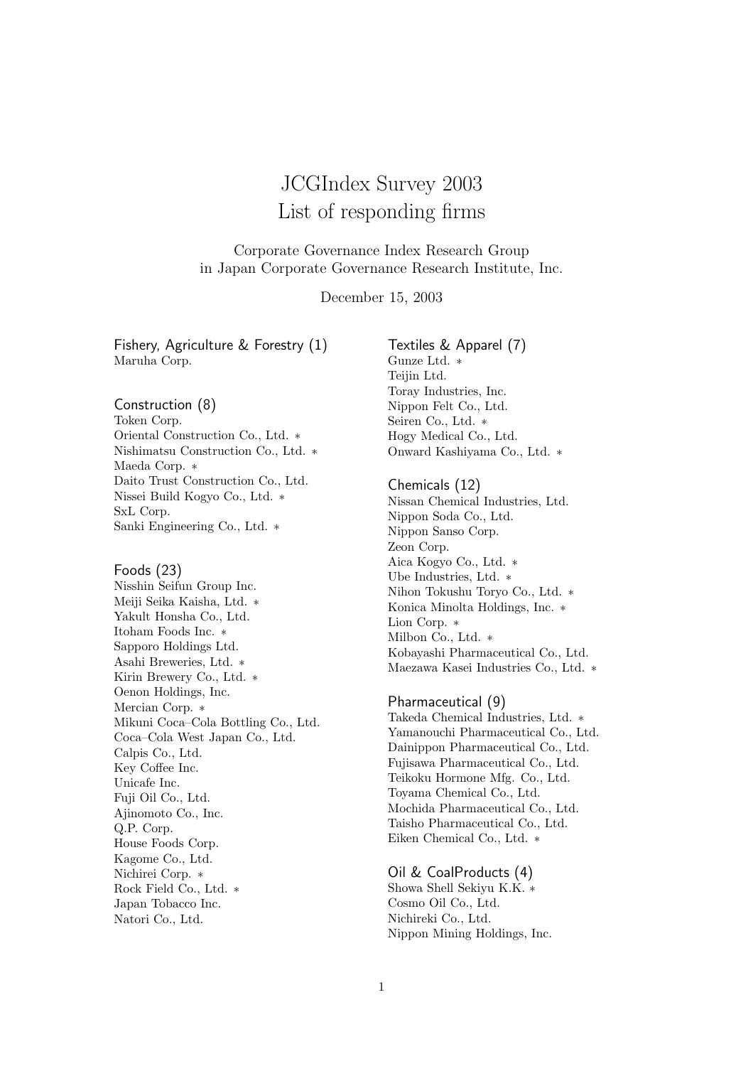# JCGIndex Survey 2003
# List of responding firms

Corporate Governance Index Research Group
in Japan Corporate Governance Research Institute, Inc.

December 15, 2003

## Fishery, Agriculture & Forestry (1)

Maruha Corp.

## Construction (8)

Token Corp.
Oriental Construction Co., Ltd. ∗
Nishimatsu Construction Co., Ltd. ∗
Maeda Corp. ∗
Daito Trust Construction Co., Ltd.
Nissei Build Kogyo Co., Ltd. ∗
SxL Corp.
Sanki Engineering Co., Ltd. ∗

## Foods (23)

Nisshin Seifun Group Inc.
Meiji Seika Kaisha, Ltd. ∗
Yakult Honsha Co., Ltd.
Itoham Foods Inc. ∗
Sapporo Holdings Ltd.
Asahi Breweries, Ltd. ∗
Kirin Brewery Co., Ltd. ∗
Oenon Holdings, Inc.
Mercian Corp. ∗
Mikuni Coca–Cola Bottling Co., Ltd.
Coca–Cola West Japan Co., Ltd.
Calpis Co., Ltd.
Key Coffee Inc.
Unicafe Inc.
Fuji Oil Co., Ltd.
Ajinomoto Co., Inc.
Q.P. Corp.
House Foods Corp.
Kagome Co., Ltd.
Nichirei Corp. ∗
Rock Field Co., Ltd. ∗
Japan Tobacco Inc.
Natori Co., Ltd.

## Textiles & Apparel (7)

Gunze Ltd. ∗
Teijin Ltd.
Toray Industries, Inc.
Nippon Felt Co., Ltd.
Seiren Co., Ltd. ∗
Hogy Medical Co., Ltd.
Onward Kashiyama Co., Ltd. ∗

## Chemicals (12)

Nissan Chemical Industries, Ltd.
Nippon Soda Co., Ltd.
Nippon Sanso Corp.
Zeon Corp.
Aica Kogyo Co., Ltd. ∗
Ube Industries, Ltd. ∗
Nihon Tokushu Toryo Co., Ltd. ∗
Konica Minolta Holdings, Inc. ∗
Lion Corp. ∗
Milbon Co., Ltd. ∗
Kobayashi Pharmaceutical Co., Ltd.
Maezawa Kasei Industries Co., Ltd. ∗

## Pharmaceutical (9)

Takeda Chemical Industries, Ltd. ∗
Yamanouchi Pharmaceutical Co., Ltd.
Dainippon Pharmaceutical Co., Ltd.
Fujisawa Pharmaceutical Co., Ltd.
Teikoku Hormone Mfg. Co., Ltd.
Toyama Chemical Co., Ltd.
Mochida Pharmaceutical Co., Ltd.
Taisho Pharmaceutical Co., Ltd.
Eiken Chemical Co., Ltd. ∗

## Oil & CoalProducts (4)

Showa Shell Sekiyu K.K. ∗
Cosmo Oil Co., Ltd.
Nichireki Co., Ltd.
Nippon Mining Holdings, Inc.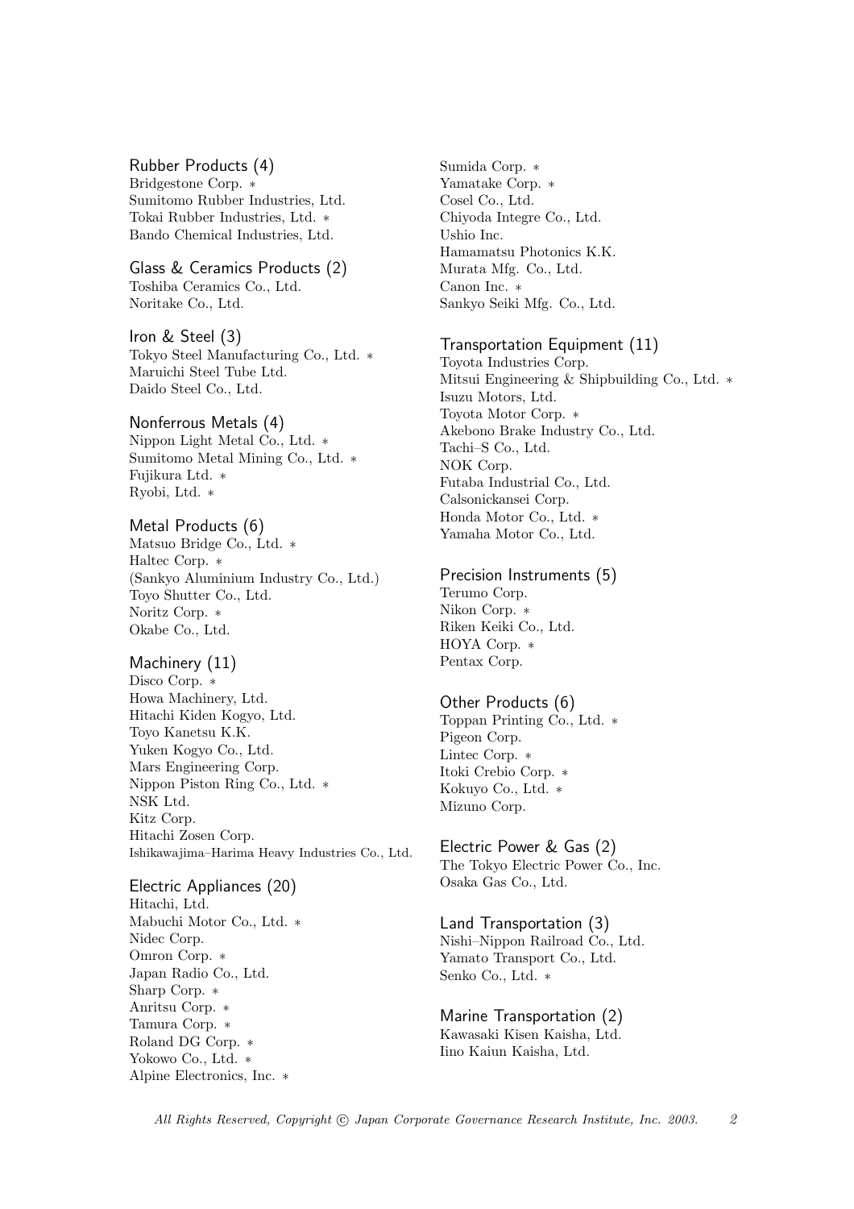## Rubber Products (4)

Bridgestone Corp. ∗
Sumitomo Rubber Industries, Ltd.
Tokai Rubber Industries, Ltd. ∗
Bando Chemical Industries, Ltd.

## Glass & Ceramics Products (2)

Toshiba Ceramics Co., Ltd.
Noritake Co., Ltd.

## Iron & Steel (3)

Tokyo Steel Manufacturing Co., Ltd. ∗
Maruichi Steel Tube Ltd.
Daido Steel Co., Ltd.

## Nonferrous Metals (4)

Nippon Light Metal Co., Ltd. ∗
Sumitomo Metal Mining Co., Ltd. ∗
Fujikura Ltd. ∗
Ryobi, Ltd. ∗

## Metal Products (6)

Matsuo Bridge Co., Ltd. ∗
Haltec Corp. ∗
(Sankyo Aluminium Industry Co., Ltd.)
Toyo Shutter Co., Ltd.
Noritz Corp. ∗
Okabe Co., Ltd.

## Machinery (11)

Disco Corp. ∗
Howa Machinery, Ltd.
Hitachi Kiden Kogyo, Ltd.
Toyo Kanetsu K.K.
Yuken Kogyo Co., Ltd.
Mars Engineering Corp.
Nippon Piston Ring Co., Ltd. ∗
NSK Ltd.
Kitz Corp.
Hitachi Zosen Corp.
Ishikawajima–Harima Heavy Industries Co., Ltd.

## Electric Appliances (20)

Hitachi, Ltd.
Mabuchi Motor Co., Ltd. ∗
Nidec Corp.
Omron Corp. ∗
Japan Radio Co., Ltd.
Sharp Corp. ∗
Anritsu Corp. ∗
Tamura Corp. ∗
Roland DG Corp. ∗
Yokowo Co., Ltd. ∗
Alpine Electronics, Inc. ∗
Sumida Corp. ∗
Yamatake Corp. ∗
Cosel Co., Ltd.
Chiyoda Integre Co., Ltd.
Ushio Inc.
Hamamatsu Photonics K.K.
Murata Mfg. Co., Ltd.
Canon Inc. ∗
Sankyo Seiki Mfg. Co., Ltd.

## Transportation Equipment (11)

Toyota Industries Corp.
Mitsui Engineering & Shipbuilding Co., Ltd. ∗
Isuzu Motors, Ltd.
Toyota Motor Corp. ∗
Akebono Brake Industry Co., Ltd.
Tachi–S Co., Ltd.
NOK Corp.
Futaba Industrial Co., Ltd.
Calsonickansei Corp.
Honda Motor Co., Ltd. ∗
Yamaha Motor Co., Ltd.

## Precision Instruments (5)

Terumo Corp.
Nikon Corp. ∗
Riken Keiki Co., Ltd.
HOYA Corp. ∗
Pentax Corp.

## Other Products (6)

Toppan Printing Co., Ltd. ∗
Pigeon Corp.
Lintec Corp. ∗
Itoki Crebio Corp. ∗
Kokuyo Co., Ltd. ∗
Mizuno Corp.

## Electric Power & Gas (2)

The Tokyo Electric Power Co., Inc.
Osaka Gas Co., Ltd.

## Land Transportation (3)

Nishi–Nippon Railroad Co., Ltd.
Yamato Transport Co., Ltd.
Senko Co., Ltd. ∗

## Marine Transportation (2)

Kawasaki Kisen Kaisha, Ltd.
Iino Kaiun Kaisha, Ltd.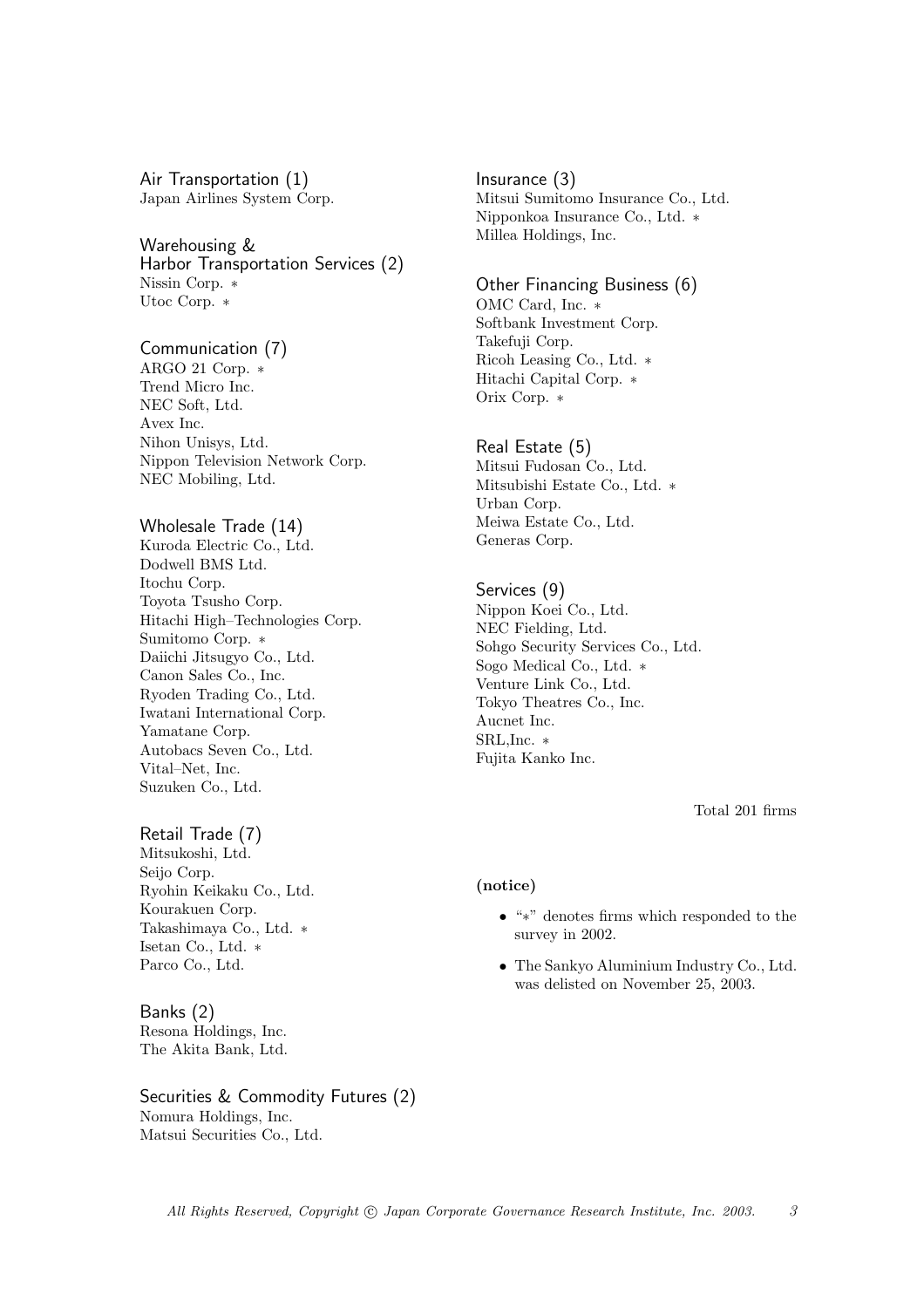### Air Transportation (1)

Japan Airlines System Corp.

### Warehousing & Harbor Transportation Services (2)

Nissin Corp. ∗
Utoc Corp. ∗

### Communication (7)

ARGO 21 Corp. ∗
Trend Micro Inc.
NEC Soft, Ltd.
Avex Inc.
Nihon Unisys, Ltd.
Nippon Television Network Corp.
NEC Mobiling, Ltd.

### Wholesale Trade (14)

Kuroda Electric Co., Ltd.
Dodwell BMS Ltd.
Itochu Corp.
Toyota Tsusho Corp.
Hitachi High–Technologies Corp.
Sumitomo Corp. ∗
Daiichi Jitsugyo Co., Ltd.
Canon Sales Co., Inc.
Ryoden Trading Co., Ltd.
Iwatani International Corp.
Yamatane Corp.
Autobacs Seven Co., Ltd.
Vital–Net, Inc.
Suzuken Co., Ltd.

### Retail Trade (7)

Mitsukoshi, Ltd.
Seijo Corp.
Ryohin Keikaku Co., Ltd.
Kourakuen Corp.
Takashimaya Co., Ltd. ∗
Isetan Co., Ltd. ∗
Parco Co., Ltd.

### Banks (2)

Resona Holdings, Inc.
The Akita Bank, Ltd.

### Securities & Commodity Futures (2)

Nomura Holdings, Inc.
Matsui Securities Co., Ltd.

### Insurance (3)

Mitsui Sumitomo Insurance Co., Ltd.
Nipponkoa Insurance Co., Ltd. ∗
Millea Holdings, Inc.

### Other Financing Business (6)

OMC Card, Inc. ∗
Softbank Investment Corp.
Takefuji Corp.
Ricoh Leasing Co., Ltd. ∗
Hitachi Capital Corp. ∗
Orix Corp. ∗

### Real Estate (5)

Mitsui Fudosan Co., Ltd.
Mitsubishi Estate Co., Ltd. ∗
Urban Corp.
Meiwa Estate Co., Ltd.
Generas Corp.

### Services (9)

Nippon Koei Co., Ltd.
NEC Fielding, Ltd.
Sohgo Security Services Co., Ltd.
Sogo Medical Co., Ltd. ∗
Venture Link Co., Ltd.
Tokyo Theatres Co., Inc.
Aucnet Inc.
SRL,Inc. ∗
Fujita Kanko Inc.

Total 201 firms

**(notice)**

- "∗" denotes firms which responded to the survey in 2002.
- The Sankyo Aluminium Industry Co., Ltd. was delisted on November 25, 2003.